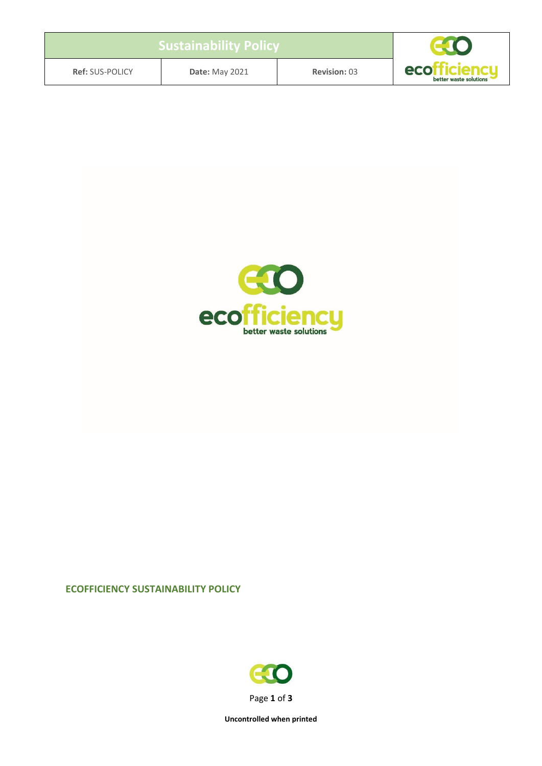| Sustainability Policy | | |
| --- | --- | --- |
| **Ref:** SUS-POLICY | **Date:** May 2021 | **Revision:** 03 |

## ECOFFICIENCY SUSTAINABILITY POLICY

**Uncontrolled when printed**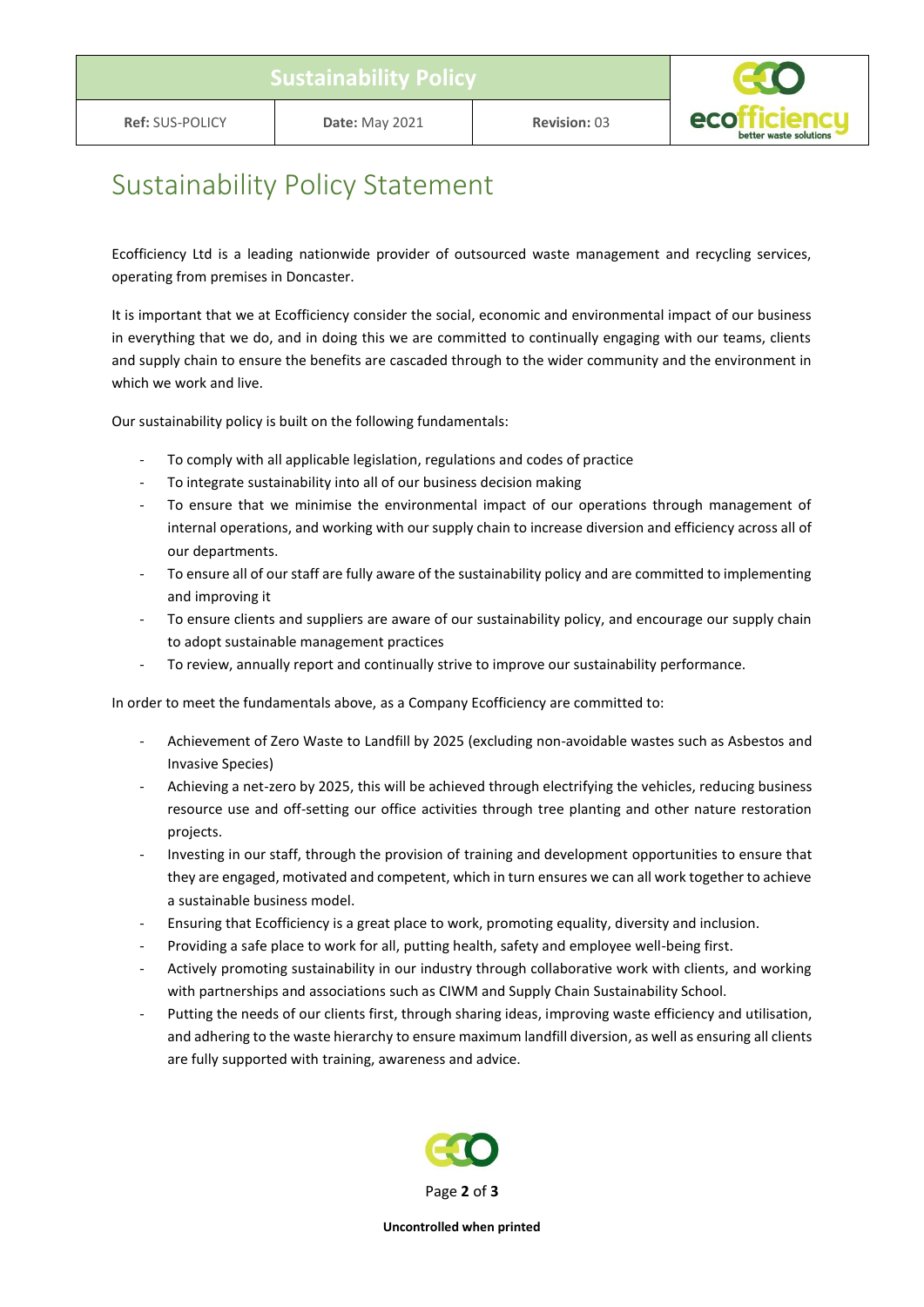# Sustainability Policy Statement

Ecofficiency Ltd is a leading nationwide provider of outsourced waste management and recycling services, operating from premises in Doncaster.

It is important that we at Ecofficiency consider the social, economic and environmental impact of our business in everything that we do, and in doing this we are committed to continually engaging with our teams, clients and supply chain to ensure the benefits are cascaded through to the wider community and the environment in which we work and live.

Our sustainability policy is built on the following fundamentals:

- To comply with all applicable legislation, regulations and codes of practice
- To integrate sustainability into all of our business decision making
- To ensure that we minimise the environmental impact of our operations through management of internal operations, and working with our supply chain to increase diversion and efficiency across all of our departments.
- To ensure all of our staff are fully aware of the sustainability policy and are committed to implementing and improving it
- To ensure clients and suppliers are aware of our sustainability policy, and encourage our supply chain to adopt sustainable management practices
- To review, annually report and continually strive to improve our sustainability performance.

In order to meet the fundamentals above, as a Company Ecofficiency are committed to:

- Achievement of Zero Waste to Landfill by 2025 (excluding non-avoidable wastes such as Asbestos and Invasive Species)
- Achieving a net-zero by 2025, this will be achieved through electrifying the vehicles, reducing business resource use and off-setting our office activities through tree planting and other nature restoration projects.
- Investing in our staff, through the provision of training and development opportunities to ensure that they are engaged, motivated and competent, which in turn ensures we can all work together to achieve a sustainable business model.
- Ensuring that Ecofficiency is a great place to work, promoting equality, diversity and inclusion.
- Providing a safe place to work for all, putting health, safety and employee well-being first.
- Actively promoting sustainability in our industry through collaborative work with clients, and working with partnerships and associations such as CIWM and Supply Chain Sustainability School.
- Putting the needs of our clients first, through sharing ideas, improving waste efficiency and utilisation, and adhering to the waste hierarchy to ensure maximum landfill diversion, as well as ensuring all clients are fully supported with training, awareness and advice.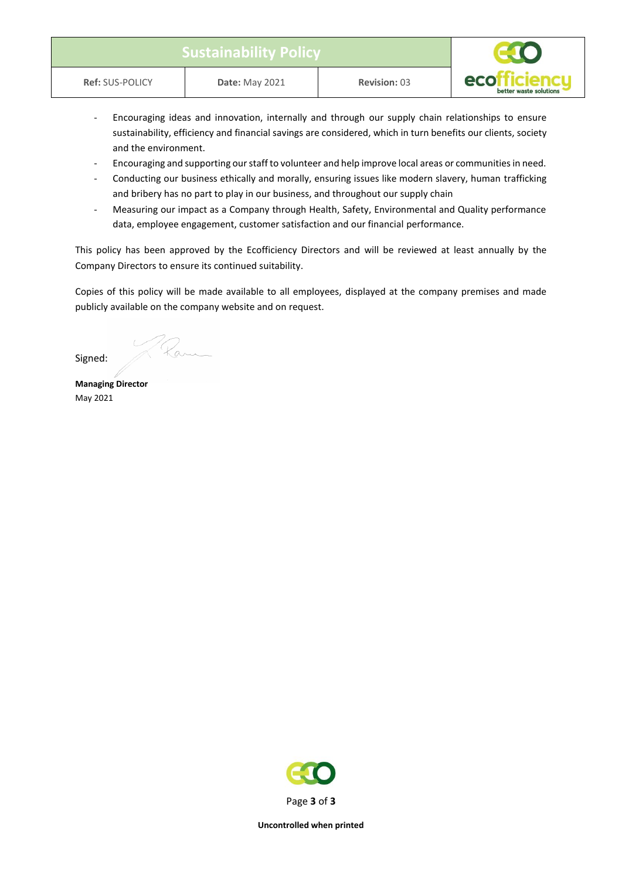- Encouraging ideas and innovation, internally and through our supply chain relationships to ensure sustainability, efficiency and financial savings are considered, which in turn benefits our clients, society and the environment.
- Encouraging and supporting our staff to volunteer and help improve local areas or communities in need.
- Conducting our business ethically and morally, ensuring issues like modern slavery, human trafficking and bribery has no part to play in our business, and throughout our supply chain
- Measuring our impact as a Company through Health, Safety, Environmental and Quality performance data, employee engagement, customer satisfaction and our financial performance.

This policy has been approved by the Ecofficiency Directors and will be reviewed at least annually by the Company Directors to ensure its continued suitability.

Copies of this policy will be made available to all employees, displayed at the company premises and made publicly available on the company website and on request.

Signed:

**Managing Director**
May 2021

**Uncontrolled when printed**